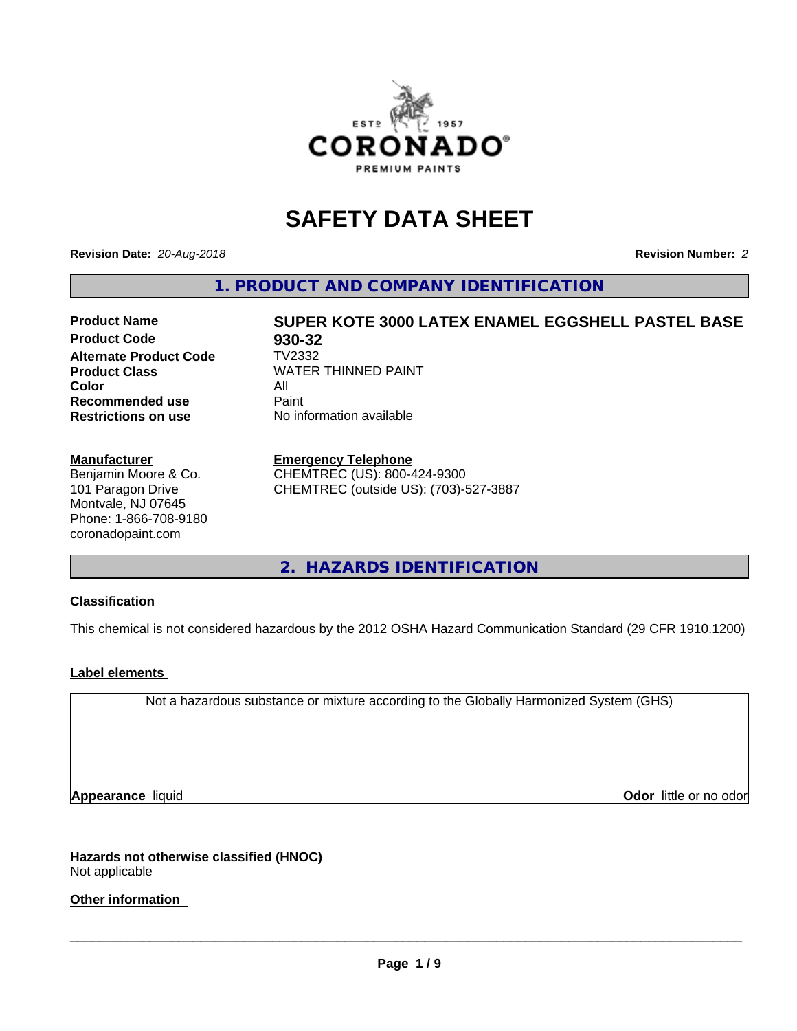# SAFETY DATA SHEET

**Revision Date:** *20-Aug-2018* **Revision Number:** *2*

## 1. PRODUCT AND COMPANY IDENTIFICATION

| | |
|---|---|
| **Product Name** | **SUPER KOTE 3000 LATEX ENAMEL EGGSHELL PASTEL BASE** |
| **Product Code** | **930-32** |
| **Alternate Product Code** | TV2332 |
| **Product Class** | WATER THINNED PAINT |
| **Color** | All |
| **Recommended use** | Paint |
| **Restrictions on use** | No information available |

**Manufacturer**
Benjamin Moore & Co.
101 Paragon Drive
Montvale, NJ 07645
Phone: 1-866-708-9180
coronadopaint.com

**Emergency Telephone**
CHEMTREC (US): 800-424-9300
CHEMTREC (outside US): (703)-527-3887

## 2. HAZARDS IDENTIFICATION

**Classification**

This chemical is not considered hazardous by the 2012 OSHA Hazard Communication Standard (29 CFR 1910.1200)

**Label elements**

Not a hazardous substance or mixture according to the Globally Harmonized System (GHS)

**Appearance** liquid **Odor** little or no odor

**Hazards not otherwise classified (HNOC)**
Not applicable

**Other information**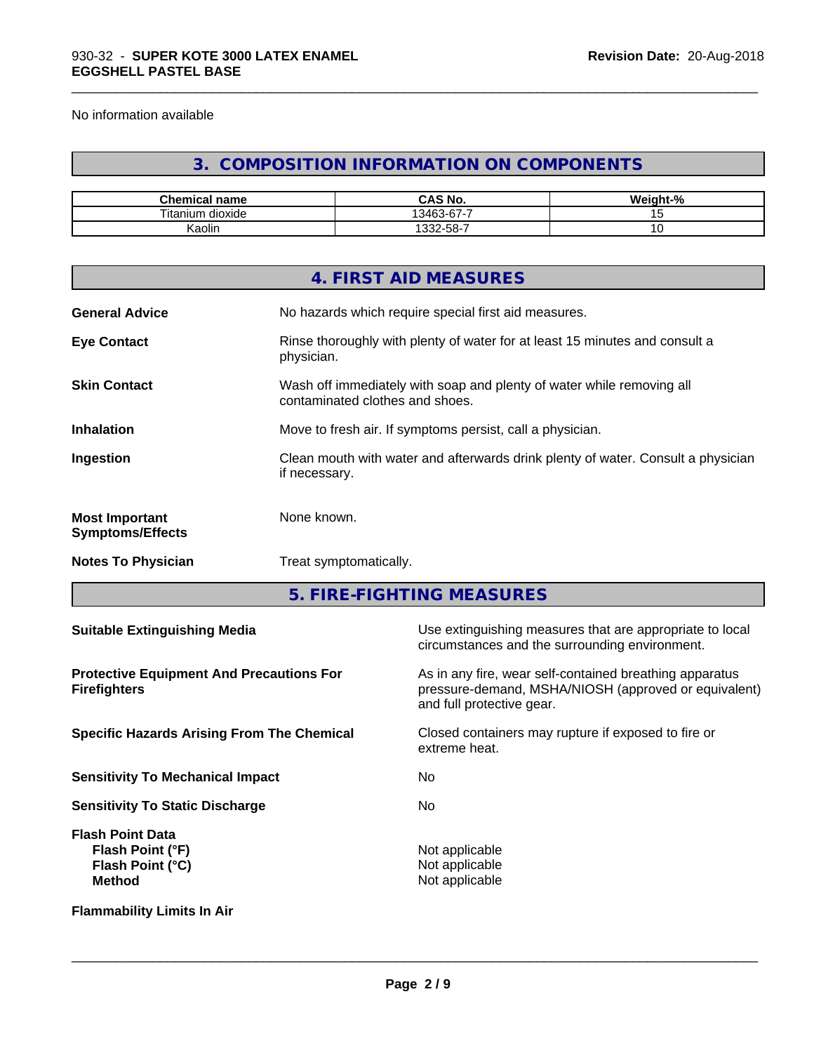No information available

## 3. COMPOSITION INFORMATION ON COMPONENTS

| Chemical name | CAS No. | Weight-% |
|---|---|---|
| Titanium dioxide | 13463-67-7 | 15 |
| Kaolin | 1332-58-7 | 10 |

## 4. FIRST AID MEASURES

**General Advice** No hazards which require special first aid measures.

**Eye Contact** Rinse thoroughly with plenty of water for at least 15 minutes and consult a physician.

**Skin Contact** Wash off immediately with soap and plenty of water while removing all contaminated clothes and shoes.

**Inhalation** Move to fresh air. If symptoms persist, call a physician.

**Ingestion** Clean mouth with water and afterwards drink plenty of water. Consult a physician if necessary.

**Most Important Symptoms/Effects** None known.

**Notes To Physician** Treat symptomatically.

## 5. FIRE-FIGHTING MEASURES

**Suitable Extinguishing Media** Use extinguishing measures that are appropriate to local circumstances and the surrounding environment.

**Protective Equipment And Precautions For Firefighters** As in any fire, wear self-contained breathing apparatus pressure-demand, MSHA/NIOSH (approved or equivalent) and full protective gear.

**Specific Hazards Arising From The Chemical** Closed containers may rupture if exposed to fire or extreme heat.

**Sensitivity To Mechanical Impact** No

**Sensitivity To Static Discharge** No

**Flash Point Data**
**Flash Point (°F)** Not applicable
**Flash Point (°C)** Not applicable
**Method** Not applicable

**Flammability Limits In Air**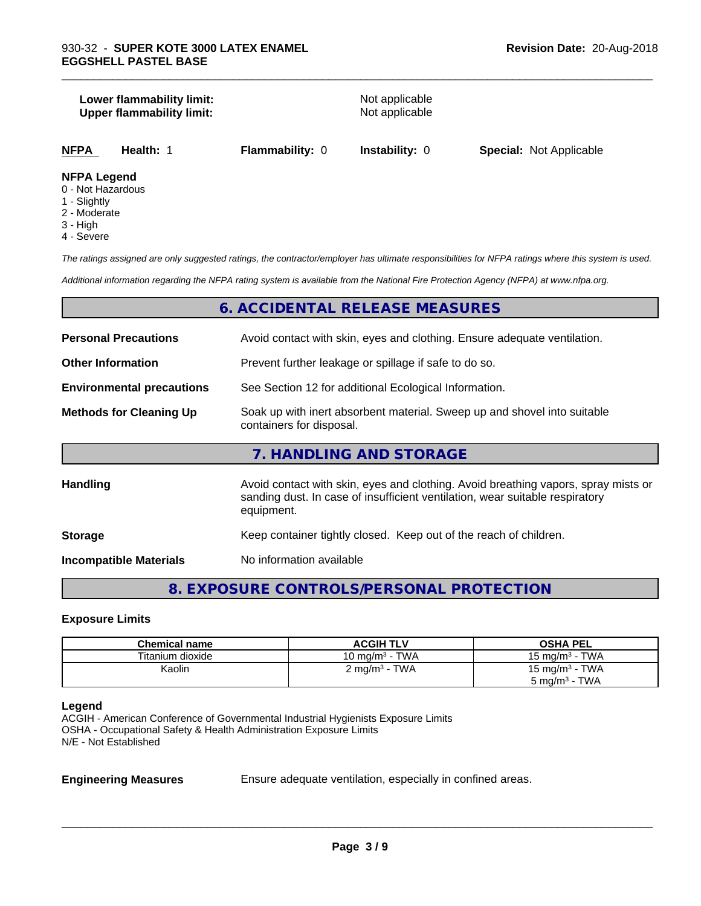| | |
|---|---|
| **Lower flammability limit:** | Not applicable |
| **Upper flammability limit:** | Not applicable |

**NFPA** **Health:** 1 **Flammability:** 0 **Instability:** 0 **Special:** Not Applicable

**NFPA Legend**
- 0 - Not Hazardous
- 1 - Slightly
- 2 - Moderate
- 3 - High
- 4 - Severe

*The ratings assigned are only suggested ratings, the contractor/employer has ultimate responsibilities for NFPA ratings where this system is used.*

*Additional information regarding the NFPA rating system is available from the National Fire Protection Agency (NFPA) at www.nfpa.org.*

## 6. ACCIDENTAL RELEASE MEASURES

| | |
|---|---|
| **Personal Precautions** | Avoid contact with skin, eyes and clothing. Ensure adequate ventilation. |
| **Other Information** | Prevent further leakage or spillage if safe to do so. |
| **Environmental precautions** | See Section 12 for additional Ecological Information. |
| **Methods for Cleaning Up** | Soak up with inert absorbent material. Sweep up and shovel into suitable containers for disposal. |

## 7. HANDLING AND STORAGE

| | |
|---|---|
| **Handling** | Avoid contact with skin, eyes and clothing. Avoid breathing vapors, spray mists or sanding dust. In case of insufficient ventilation, wear suitable respiratory equipment. |
| **Storage** | Keep container tightly closed. Keep out of the reach of children. |
| **Incompatible Materials** | No information available |

## 8. EXPOSURE CONTROLS/PERSONAL PROTECTION

### Exposure Limits

| Chemical name | ACGIH TLV | OSHA PEL |
|---|---|---|
| Titanium dioxide | 10 mg/m³ - TWA | 15 mg/m³ - TWA |
| Kaolin | 2 mg/m³ - TWA | 15 mg/m³ - TWA<br>5 mg/m³ - TWA |

**Legend**
ACGIH - American Conference of Governmental Industrial Hygienists Exposure Limits
OSHA - Occupational Safety & Health Administration Exposure Limits
N/E - Not Established

| | |
|---|---|
| **Engineering Measures** | Ensure adequate ventilation, especially in confined areas. |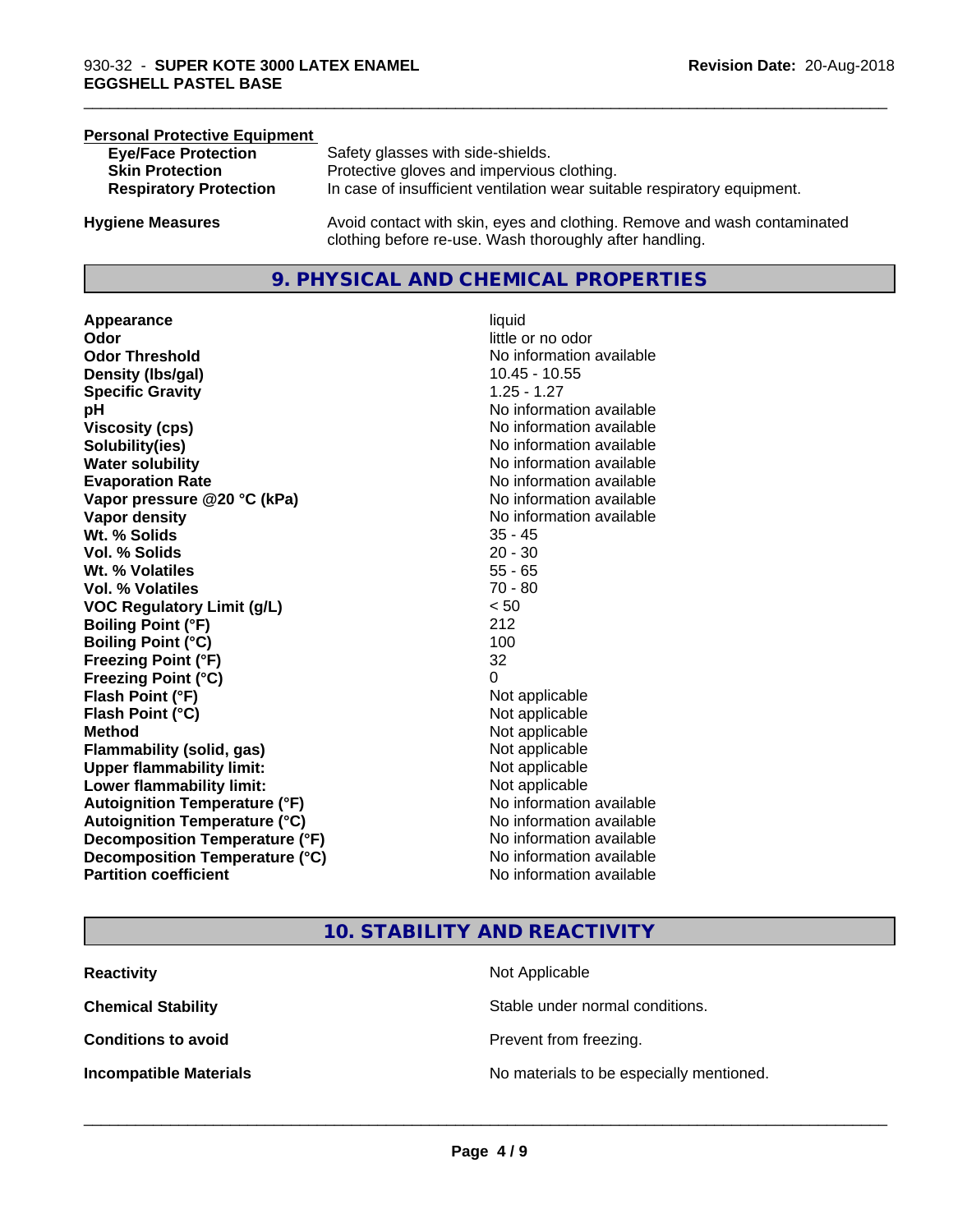**Personal Protective Equipment**

| | |
|---|---|
| **Eye/Face Protection** | Safety glasses with side-shields. |
| **Skin Protection** | Protective gloves and impervious clothing. |
| **Respiratory Protection** | In case of insufficient ventilation wear suitable respiratory equipment. |
| **Hygiene Measures** | Avoid contact with skin, eyes and clothing. Remove and wash contaminated clothing before re-use. Wash thoroughly after handling. |

## 9. PHYSICAL AND CHEMICAL PROPERTIES

| | |
|---|---|
| **Appearance** | liquid |
| **Odor** | little or no odor |
| **Odor Threshold** | No information available |
| **Density (lbs/gal)** | 10.45 - 10.55 |
| **Specific Gravity** | 1.25 - 1.27 |
| **pH** | No information available |
| **Viscosity (cps)** | No information available |
| **Solubility(ies)** | No information available |
| **Water solubility** | No information available |
| **Evaporation Rate** | No information available |
| **Vapor pressure @20 °C (kPa)** | No information available |
| **Vapor density** | No information available |
| **Wt. % Solids** | 35 - 45 |
| **Vol. % Solids** | 20 - 30 |
| **Wt. % Volatiles** | 55 - 65 |
| **Vol. % Volatiles** | 70 - 80 |
| **VOC Regulatory Limit (g/L)** | < 50 |
| **Boiling Point (°F)** | 212 |
| **Boiling Point (°C)** | 100 |
| **Freezing Point (°F)** | 32 |
| **Freezing Point (°C)** | 0 |
| **Flash Point (°F)** | Not applicable |
| **Flash Point (°C)** | Not applicable |
| **Method** | Not applicable |
| **Flammability (solid, gas)** | Not applicable |
| **Upper flammability limit:** | Not applicable |
| **Lower flammability limit:** | Not applicable |
| **Autoignition Temperature (°F)** | No information available |
| **Autoignition Temperature (°C)** | No information available |
| **Decomposition Temperature (°F)** | No information available |
| **Decomposition Temperature (°C)** | No information available |
| **Partition coefficient** | No information available |

## 10. STABILITY AND REACTIVITY

| | |
|---|---|
| **Reactivity** | Not Applicable |
| **Chemical Stability** | Stable under normal conditions. |
| **Conditions to avoid** | Prevent from freezing. |
| **Incompatible Materials** | No materials to be especially mentioned. |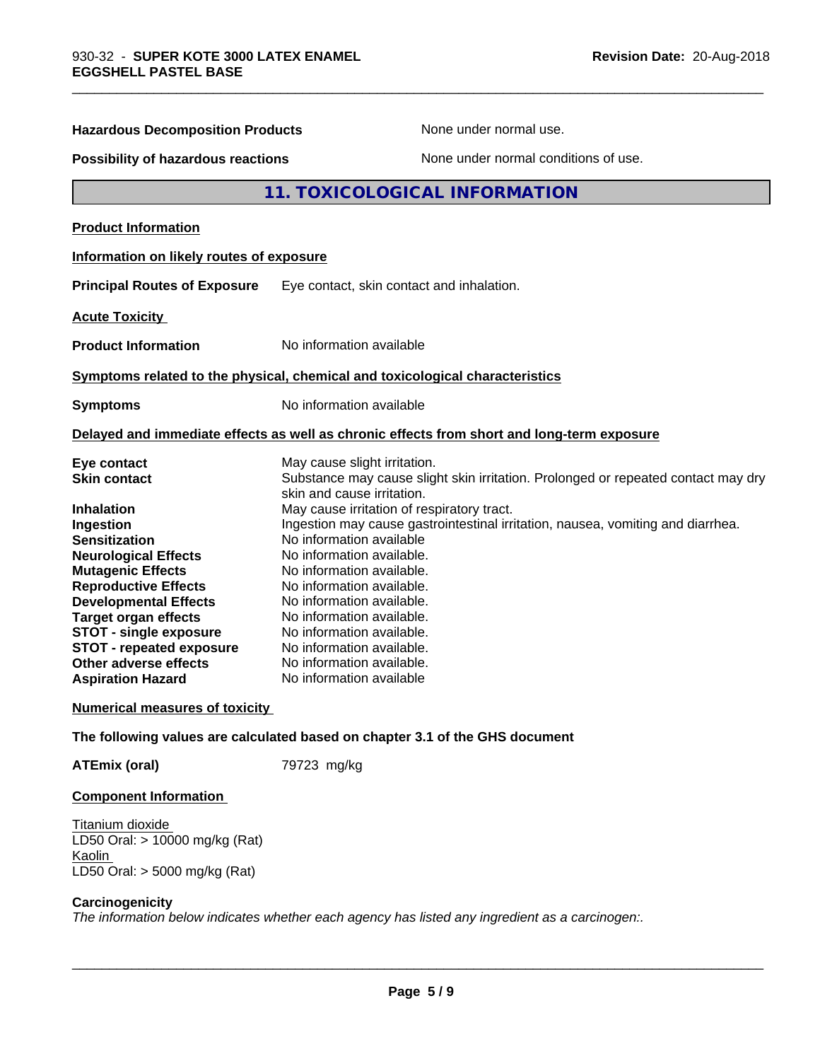| | |
|---|---|
| **Hazardous Decomposition Products** | None under normal use. |
| **Possibility of hazardous reactions** | None under normal conditions of use. |

## 11. TOXICOLOGICAL INFORMATION

**Product Information**

**Information on likely routes of exposure**

**Principal Routes of Exposure** Eye contact, skin contact and inhalation.

**Acute Toxicity**

**Product Information** No information available

**Symptoms related to the physical, chemical and toxicological characteristics**

**Symptoms** No information available

**Delayed and immediate effects as well as chronic effects from short and long-term exposure**

| | |
|---|---|
| **Eye contact** | May cause slight irritation. |
| **Skin contact** | Substance may cause slight skin irritation. Prolonged or repeated contact may dry skin and cause irritation. |
| **Inhalation** | May cause irritation of respiratory tract. |
| **Ingestion** | Ingestion may cause gastrointestinal irritation, nausea, vomiting and diarrhea. |
| **Sensitization** | No information available |
| **Neurological Effects** | No information available. |
| **Mutagenic Effects** | No information available. |
| **Reproductive Effects** | No information available. |
| **Developmental Effects** | No information available. |
| **Target organ effects** | No information available. |
| **STOT - single exposure** | No information available. |
| **STOT - repeated exposure** | No information available. |
| **Other adverse effects** | No information available. |
| **Aspiration Hazard** | No information available |

**Numerical measures of toxicity**

**The following values are calculated based on chapter 3.1 of the GHS document**

**ATEmix (oral)** 79723 mg/kg

**Component Information**

Titanium dioxide
LD50 Oral: > 10000 mg/kg (Rat)
Kaolin
LD50 Oral: > 5000 mg/kg (Rat)

**Carcinogenicity**

*The information below indicates whether each agency has listed any ingredient as a carcinogen:.*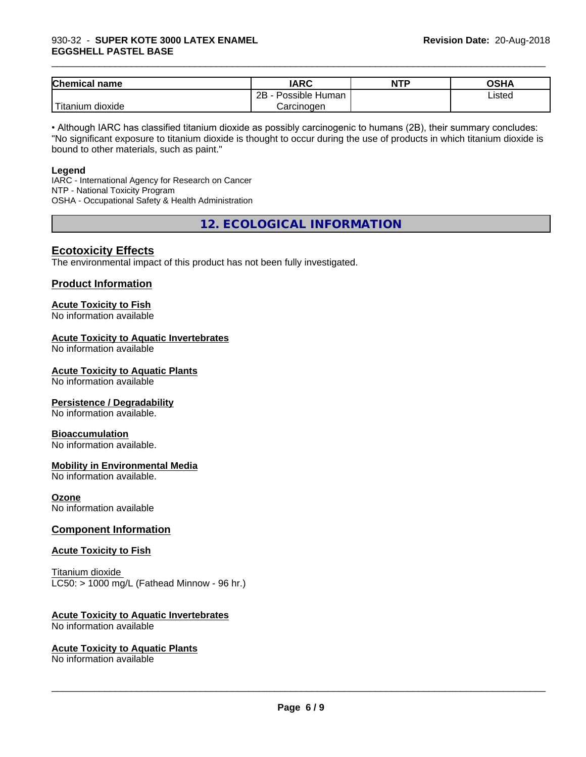| Chemical name | IARC | NTP | OSHA |
| --- | --- | --- | --- |
| Titanium dioxide | 2B - Possible Human Carcinogen | | Listed |

• Although IARC has classified titanium dioxide as possibly carcinogenic to humans (2B), their summary concludes: "No significant exposure to titanium dioxide is thought to occur during the use of products in which titanium dioxide is bound to other materials, such as paint."

**Legend**

IARC - International Agency for Research on Cancer
NTP - National Toxicity Program
OSHA - Occupational Safety & Health Administration

## 12. ECOLOGICAL INFORMATION

### Ecotoxicity Effects

The environmental impact of this product has not been fully investigated.

### Product Information

**Acute Toxicity to Fish**
No information available

**Acute Toxicity to Aquatic Invertebrates**
No information available

**Acute Toxicity to Aquatic Plants**
No information available

**Persistence / Degradability**
No information available.

**Bioaccumulation**
No information available.

**Mobility in Environmental Media**
No information available.

**Ozone**
No information available

### Component Information

**Acute Toxicity to Fish**

Titanium dioxide
LC50: > 1000 mg/L (Fathead Minnow - 96 hr.)

**Acute Toxicity to Aquatic Invertebrates**
No information available

**Acute Toxicity to Aquatic Plants**
No information available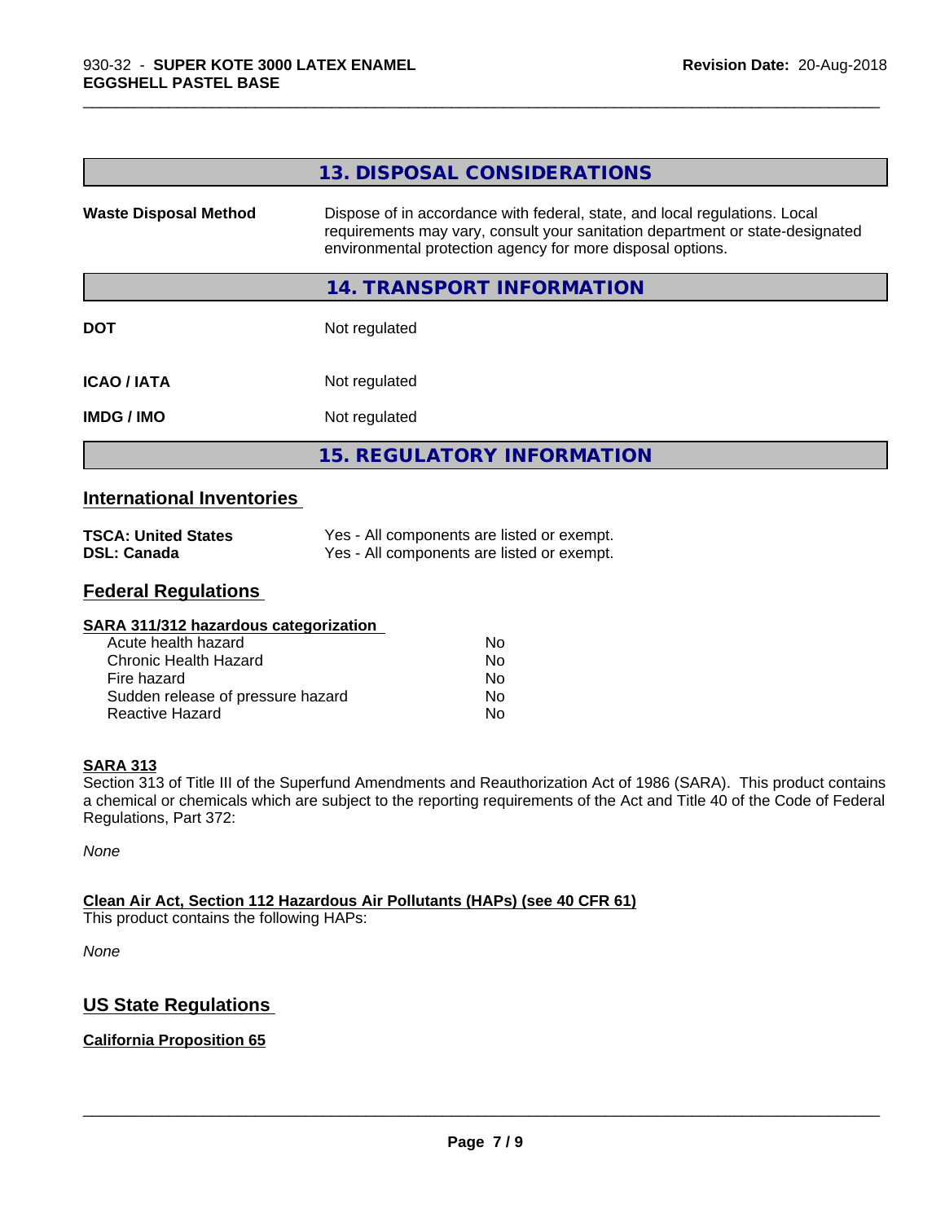## 13. DISPOSAL CONSIDERATIONS

| | |
|---|---|
| **Waste Disposal Method** | Dispose of in accordance with federal, state, and local regulations. Local requirements may vary, consult your sanitation department or state-designated environmental protection agency for more disposal options. |

## 14. TRANSPORT INFORMATION

| | |
|---|---|
| **DOT** | Not regulated |
| **ICAO / IATA** | Not regulated |
| **IMDG / IMO** | Not regulated |

## 15. REGULATORY INFORMATION

### International Inventories

| | |
|---|---|
| **TSCA: United States** | Yes - All components are listed or exempt. |
| **DSL: Canada** | Yes - All components are listed or exempt. |

### Federal Regulations

**SARA 311/312 hazardous categorization**

| | |
|---|---|
| Acute health hazard | No |
| Chronic Health Hazard | No |
| Fire hazard | No |
| Sudden release of pressure hazard | No |
| Reactive Hazard | No |

**SARA 313**

Section 313 of Title III of the Superfund Amendments and Reauthorization Act of 1986 (SARA). This product contains a chemical or chemicals which are subject to the reporting requirements of the Act and Title 40 of the Code of Federal Regulations, Part 372:

*None*

**Clean Air Act, Section 112 Hazardous Air Pollutants (HAPs) (see 40 CFR 61)**

This product contains the following HAPs:

*None*

### US State Regulations

**California Proposition 65**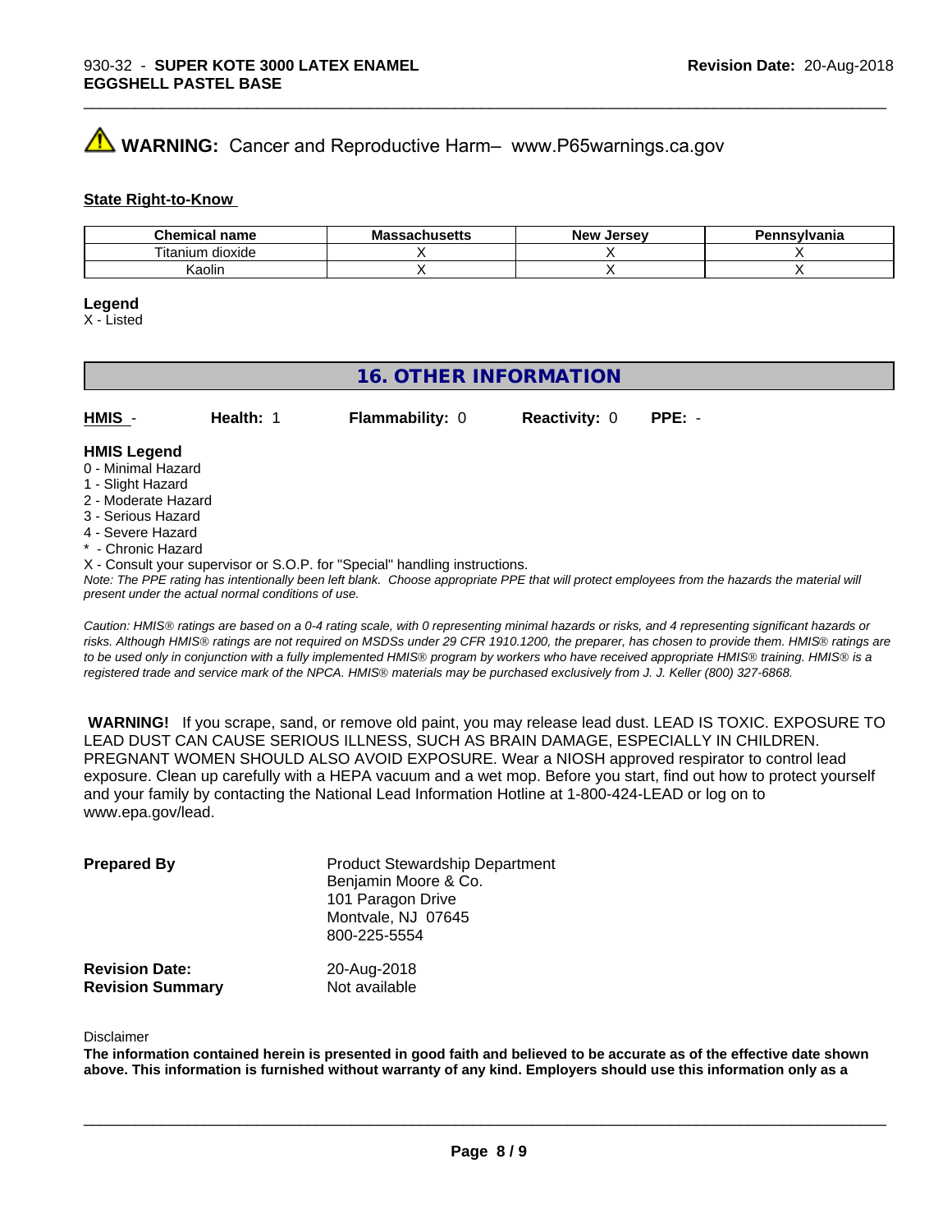⚠ **WARNING:** Cancer and Reproductive Harm– www.P65warnings.ca.gov

**State Right-to-Know**

| Chemical name | Massachusetts | New Jersey | Pennsylvania |
| --- | --- | --- | --- |
| Titanium dioxide | X | X | X |
| Kaolin | X | X | X |

**Legend**
X - Listed

## 16. OTHER INFORMATION

**HMIS** - **Health:** 1 **Flammability:** 0 **Reactivity:** 0 **PPE:** -

**HMIS Legend**
0 - Minimal Hazard
1 - Slight Hazard
2 - Moderate Hazard
3 - Serious Hazard
4 - Severe Hazard
* - Chronic Hazard
X - Consult your supervisor or S.O.P. for "Special" handling instructions.

*Note: The PPE rating has intentionally been left blank. Choose appropriate PPE that will protect employees from the hazards the material will present under the actual normal conditions of use.*

*Caution: HMIS® ratings are based on a 0-4 rating scale, with 0 representing minimal hazards or risks, and 4 representing significant hazards or risks. Although HMIS® ratings are not required on MSDSs under 29 CFR 1910.1200, the preparer, has chosen to provide them. HMIS® ratings are to be used only in conjunction with a fully implemented HMIS® program by workers who have received appropriate HMIS® training. HMIS® is a registered trade and service mark of the NPCA. HMIS® materials may be purchased exclusively from J. J. Keller (800) 327-6868.*

**WARNING!** If you scrape, sand, or remove old paint, you may release lead dust. LEAD IS TOXIC. EXPOSURE TO LEAD DUST CAN CAUSE SERIOUS ILLNESS, SUCH AS BRAIN DAMAGE, ESPECIALLY IN CHILDREN. PREGNANT WOMEN SHOULD ALSO AVOID EXPOSURE. Wear a NIOSH approved respirator to control lead exposure. Clean up carefully with a HEPA vacuum and a wet mop. Before you start, find out how to protect yourself and your family by contacting the National Lead Information Hotline at 1-800-424-LEAD or log on to www.epa.gov/lead.

**Prepared By**
Product Stewardship Department
Benjamin Moore & Co.
101 Paragon Drive
Montvale, NJ 07645
800-225-5554

**Revision Date:** 20-Aug-2018
**Revision Summary** Not available

Disclaimer

**The information contained herein is presented in good faith and believed to be accurate as of the effective date shown above. This information is furnished without warranty of any kind. Employers should use this information only as a**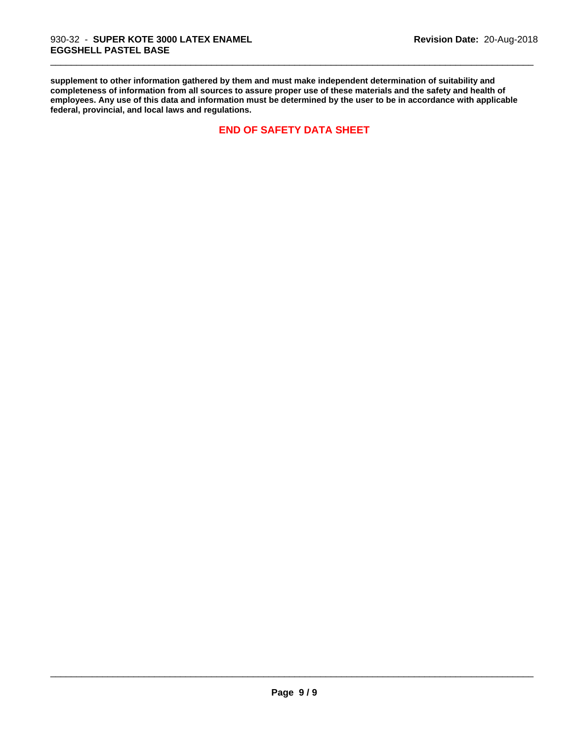**supplement to other information gathered by them and must make independent determination of suitability and completeness of information from all sources to assure proper use of these materials and the safety and health of employees. Any use of this data and information must be determined by the user to be in accordance with applicable federal, provincial, and local laws and regulations.**

**END OF SAFETY DATA SHEET**